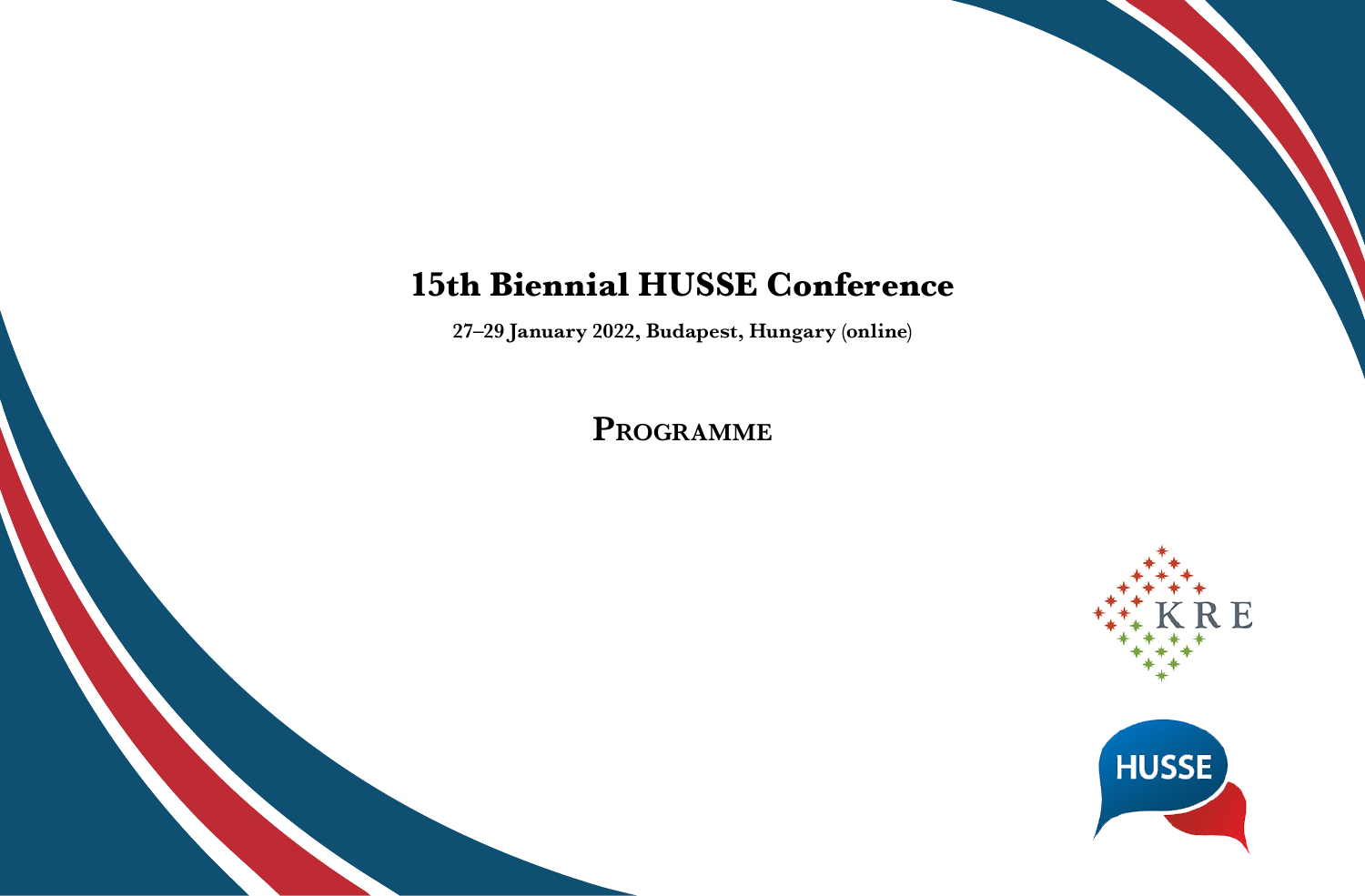# 15th Biennial HUSSE Conference

**27–29 January 2022, Budapest, Hungary (online)**

## Programme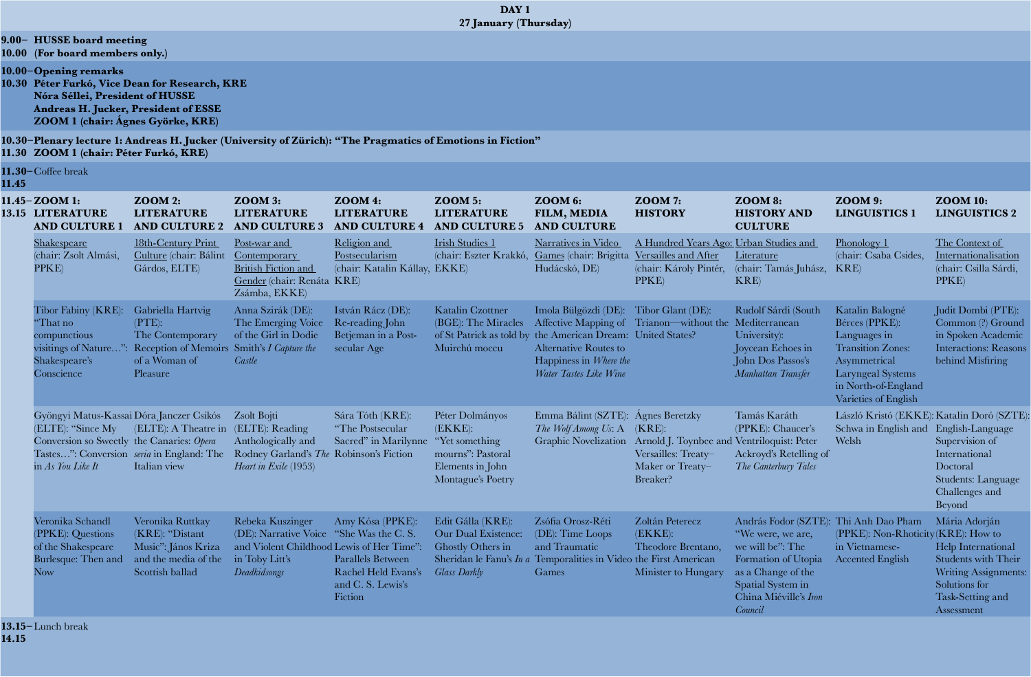**DAY 1**
**27 January (Thursday)**

**9.00–10.00 HUSSE board meeting (For board members only.)**

**10.00–10.30 Opening remarks**
**Péter Furkó, Vice Dean for Research, KRE**
**Nóra Séllei, President of HUSSE**
**Andreas H. Jucker, President of ESSE**
**ZOOM 1 (chair: Ágnes Györke, KRE)**

**10.30–11.30 Plenary lecture 1: Andreas H. Jucker (University of Zürich): "The Pragmatics of Emotions in Fiction"**
**ZOOM 1 (chair: Péter Furkó, KRE)**

**11.30–11.45** Coffee break

**11.45–13.15**

| ZOOM 1: LITERATURE AND CULTURE 1 | ZOOM 2: LITERATURE AND CULTURE 2 | ZOOM 3: LITERATURE AND CULTURE 3 | ZOOM 4: LITERATURE AND CULTURE 4 | ZOOM 5: LITERATURE AND CULTURE 5 | ZOOM 6: FILM, MEDIA AND CULTURE | ZOOM 7: HISTORY | ZOOM 8: HISTORY AND CULTURE | ZOOM 9: LINGUISTICS 1 | ZOOM 10: LINGUISTICS 2 |
|---|---|---|---|---|---|---|---|---|---|
| Shakespeare (chair: Zsolt Almási, PPKE) | 18th-Century Print Culture (chair: Bálint Gárdos, ELTE) | Post-war and Contemporary British Fiction and Gender (chair: Renáta Zsámba, EKKE) | Religion and Postsecularism (chair: Katalin Kállay, KRE) | Irish Studies 1 (chair: Eszter Krakkó, EKKE) | Narratives in Video Games (chair: Brigitta Hudácskó, DE) | A Hundred Years Ago: Versailles and After (chair: Károly Pintér, PPKE) | Urban Studies and Literature (chair: Tamás Juhász, KRE) | Phonology 1 (chair: Csaba Csides, KRE) | The Context of Internationalisation (chair: Csilla Sárdi, PPKE) |
| Tibor Fabiny (KRE): "That no compunctious visitings of Nature…": Shakespeare's Conscience | Gabriella Hartvig (PTE): The Contemporary Reception of Memoirs of a Woman of Pleasure | Anna Szirák (DE): The Emerging Voice of the Girl in Dodie Smith's *I Capture the Castle* | István Rácz (DE): Re-reading John Betjeman in a Post-secular Age | Katalin Czottner (BGE): The Miracles of St Patrick as told by Muirchú moccu | Imola Bülgözdi (DE): Affective Mapping of the American Dream: Alternative Routes to Happiness in *Where the Water Tastes Like Wine* | Tibor Glant (DE): Trianon—without the United States? | Rudolf Sárdi (South Mediterranean University): Joycean Echoes in John Dos Passos's *Manhattan Transfer* | Katalin Balogné Bérces (PPKE): Languages in Transition Zones: Asymmetrical Laryngeal Systems in North-of-England Varieties of English | Judit Dombi (PTE): Common (?) Ground in Spoken Academic Interactions: Reasons behind Misfiring |
| Gyöngyi Matus-Kassai (ELTE): "Since My Conversion so Sweetly Tastes…": Conversion in *As You Like It* | Dóra Janczer Csikós (ELTE): A Theatre in the Canaries: *Opera seria* in England: The Italian view | Zsolt Bojti (ELTE): Reading Anthologically and Rodney Garland's *The Heart in Exile* (1953) | Sára Tóth (KRE): "The Postsecular Sacred" in Marilynne Robinson's Fiction | Péter Dolmányos (EKKE): "Yet something mourns": Pastoral Elements in John Montague's Poetry | Emma Bálint (SZTE): *The Wolf Among Us*: A Graphic Novelization | Ágnes Beretzky (KRE): Arnold J. Toynbee and Versailles: Treaty–Maker or Treaty–Breaker? | Tamás Karáth (PPKE): Chaucer's Ventriloquist: Peter Ackroyd's Retelling of *The Canterbury Tales* | László Kristó (EKKE): Schwa in English and Welsh | Katalin Doró (SZTE): English-Language Supervision of International Doctoral Students: Language Challenges and Beyond |
| Veronika Schandl (PPKE): Questions of the Shakespeare Burlesque: Then and Now | Veronika Ruttkay (KRE): "Distant Music": János Kriza and the media of the Scottish ballad | Rebeka Kuszinger (DE): Narrative Voice and Violent Childhood in Toby Litt's *Deadkidsongs* | Amy Kósa (PPKE): "She Was the C. S. Lewis of Her Time": Parallels Between Rachel Held Evans's and C. S. Lewis's Fiction | Edit Gálla (KRE): Our Dual Existence: Ghostly Others in Sheridan le Fanu's *In a Glass Darkly* | Zsófia Orosz-Réti (DE): Time Loops and Traumatic Temporalities in Video Games | Zoltán Peterecz (EKKE): Theodore Brentano, the First American Minister to Hungary | András Fodor (SZTE): "We were, we are, we will be": The Formation of Utopia as a Change of the Spatial System in China Miéville's *Iron Council* | Thi Anh Dao Pham (PPKE): Non-Rhoticity in Vietnamese-Accented English | Mária Adorján (KRE): How to Help International Students with Their Writing Assignments: Solutions for Task-Setting and Assessment |

**13.15–14.15** Lunch break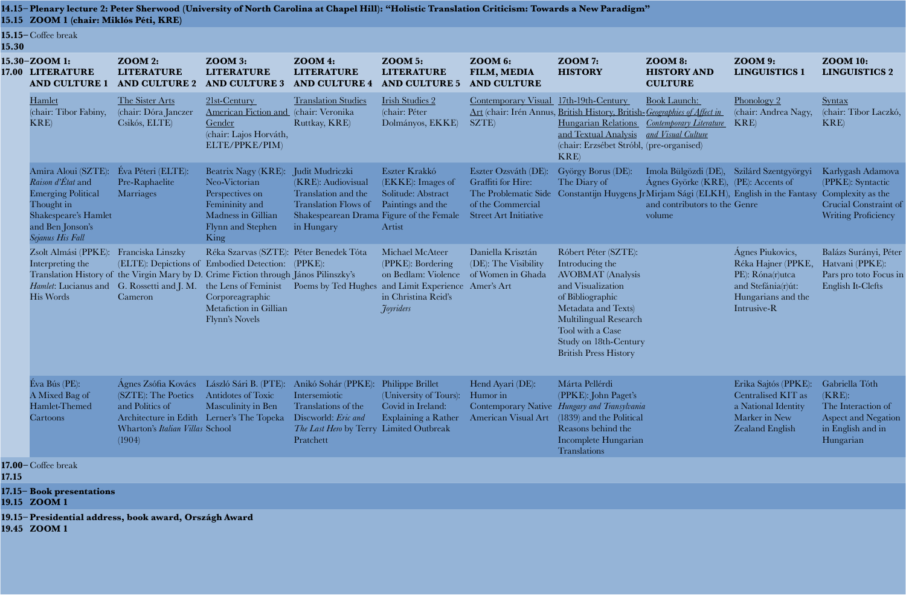| | | | | | | | | | | |
|---|---|---|---|---|---|---|---|---|---|---|
| **14.15–15.15** | **Plenary lecture 2: Peter Sherwood (University of North Carolina at Chapel Hill): "Holistic Translation Criticism: Towards a New Paradigm" ZOOM 1 (chair: Miklós Péti, KRE)** | | | | | | | | | |
| **15.15–15.30** | Coffee break | | | | | | | | | |
| **15.30–17.00** | **ZOOM 1: LITERATURE AND CULTURE 1** | **ZOOM 2: LITERATURE AND CULTURE 2** | **ZOOM 3: LITERATURE AND CULTURE 3** | **ZOOM 4: LITERATURE AND CULTURE 4** | **ZOOM 5: LITERATURE AND CULTURE 5** | **ZOOM 6: FILM, MEDIA AND CULTURE** | **ZOOM 7: HISTORY** | **ZOOM 8: HISTORY AND CULTURE** | **ZOOM 9: LINGUISTICS 1** | **ZOOM 10: LINGUISTICS 2** |
| | Hamlet (chair: Tibor Fabiny, KRE) | The Sister Arts (chair: Dóra Janczer Csikós, ELTE) | 21st-Century American Fiction and Gender (chair: Lajos Horváth, ELTE/PPKE/PIM) | Translation Studies (chair: Veronika Ruttkay, KRE) | Irish Studies 2 (chair: Péter Dolmányos, EKKE) | Contemporary Visual Art (chair: Irén Annus, SZTE) | 17th-19th-Century British History, British-Hungarian Relations and Textual Analysis (chair: Erzsébet Stróbl, KRE) | Book Launch: *Geographies of Affect in Contemporary Literature and Visual Culture* (pre-organised) | Phonology 2 (chair: Andrea Nagy, KRE) | Syntax (chair: Tibor Laczkó, KRE) |
| | Amira Aloui (SZTE): *Raison d'État* and Emerging Political Thought in Shakespeare's Hamlet and Ben Jonson's *Sejanus His Fall* | Éva Péteri (ELTE): Pre-Raphaelite Marriages | Beatrix Nagy (KRE): Neo-Victorian Perspectives on Femininity and Madness in Gillian Flynn and Stephen King | Judit Mudriczki (KRE): Audiovisual Translation and the Translation Flows of Shakespearean Drama in Hungary | Eszter Krakkó (EKKE): Images of Solitude: Abstract Paintings and the Figure of the Female Artist | Eszter Ozsváth (DE): Graffiti for Hire: The Problematic Side of the Commercial Street Art Initiative | György Borus (DE): The Diary of Constantijn Huygens Jr | Imola Bülgözdi (DE), Ágnes Györke (KRE), Mirjam Sági (ELKH), and contributors to the volume | Szilárd Szentgyörgyi (PE): Accents of English in the Fantasy Genre | Karlygash Adamova (PPKE): Syntactic Complexity as the Crucial Constraint of Writing Proficiency |
| | Zsolt Almási (PPKE): Interpreting the Translation History of *Hamlet*: Lucianus and His Words | Franciska Linszky (ELTE): Depictions of the Virgin Mary by D. G. Rossetti and J. M. Cameron | Réka Szarvas (SZTE): Embodied Detection: Crime Fiction through the Lens of Feminist Corporeagraphic Metafiction in Gillian Flynn's Novels | Péter Benedek Tóta (PPKE): János Pilinszky's Poems by Ted Hughes | Michael McAteer (PPKE): Bordering on Bedlam: Violence and Limit Experience in Christina Reid's *Joyriders* | Daniella Krisztán (DE): The Visibility of Women in Ghada Amer's Art | Róbert Péter (SZTE): Introducing the AVOBMAT (Analysis and Visualization of Bibliographic Metadata and Texts) Multilingual Research Tool with a Case Study on 18th-Century British Press History | | Ágnes Piukovics, Réka Hajner (PPKE, PE): Róna(r)utca and Stefánia(r)út: Hungarians and the Intrusive-R | Balázs Surányi, Péter Hatvani (PPKE): Pars pro toto Focus in English It-Clefts |
| | Éva Bús (PE): A Mixed Bag of Hamlet-Themed Cartoons | Ágnes Zsófia Kovács (SZTE): The Poetics and Politics of Architecture in Edith Wharton's *Italian Villas* (1904) | László Sári B. (PTE): Antidotes of Toxic Masculinity in Ben Lerner's The Topeka School | Anikó Sohár (PPKE): Intersemiotic Translations of the Discworld: *Eric and The Last Hero* by Terry Pratchett | Philippe Brillet (University of Tours): Covid in Ireland: Explaining a Rather Limited Outbreak | Hend Ayari (DE): Humor in Contemporary Native American Visual Art | Márta Pellérdi (PPKE): John Paget's *Hungary and Transylvania* (1839) and the Political Reasons behind the Incomplete Hungarian Translations | | Erika Sajtós (PPKE): Centralised KIT as a National Identity Marker in New Zealand English | Gabriella Tóth (KRE): The Interaction of Aspect and Negation in English and in Hungarian |
| **17.00–17.15** | Coffee break | | | | | | | | | |
| **17.15–19.15** | **Book presentations ZOOM 1** | | | | | | | | | |
| **19.15–19.45** | **Presidential address, book award, Ország Award ZOOM 1** | | | | | | | | | |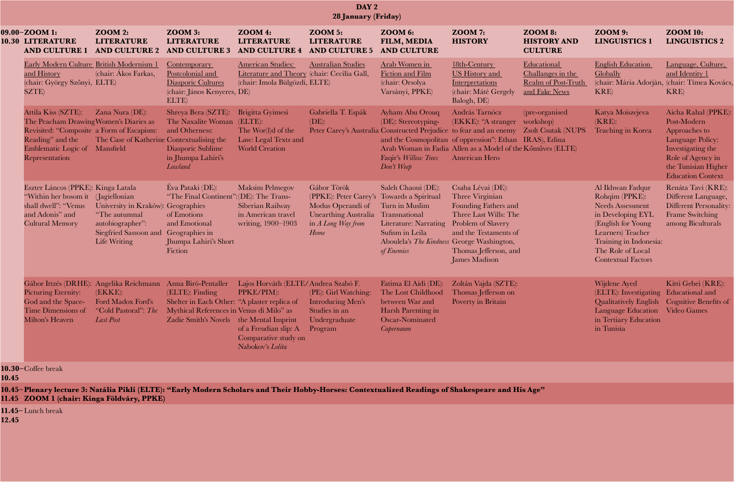## DAY 2
**28 January (Friday)**

| Time | ZOOM 1: LITERATURE AND CULTURE 1 | ZOOM 2: LITERATURE AND CULTURE 2 | ZOOM 3: LITERATURE AND CULTURE 3 | ZOOM 4: LITERATURE AND CULTURE 4 | ZOOM 5: LITERATURE AND CULTURE 5 | ZOOM 6: FILM, MEDIA AND CULTURE | ZOOM 7: HISTORY | ZOOM 8: HISTORY AND CULTURE | ZOOM 9: LINGUISTICS 1 | ZOOM 10: LINGUISTICS 2 |
|---|---|---|---|---|---|---|---|---|---|---|
| **09.00–10.30** | Early Modern Culture and History (chair: György Szőnyi, SZTE) | British Modernism 1 (chair: Ákos Farkas, ELTE) | Contemporary Postcolonial and Diasporic Cultures (chair: János Kenyeres, ELTE) | American Studies: Literature and Theory (chair: Imola Bülgözdi, DE) | Australian Studies (chair: Cecilia Gall, ELTE) | Arab Women in Fiction and Film (chair: Orsolya Varsányi, PPKE) | 18th-Century US History and Interpretations (chair: Máté Gergely Balogh, DE) | Educational Challanges in the Realm of Post-Truth and Fake News | English Education Globally (chair: Mária Adorján, KRE) | Language, Culture, and Identity 1 (chair: Tímea Kovács, KRE) |
| | Attila Kiss (SZTE): The Peacham Drawing Revisited: "Composite Reading" and the Emblematic Logic of Representation | Zana Nura (DE): Women's Diaries as a Form of Escapism: The Case of Katherine Mansfield | Shreya Bera (SZTE): The Naxalite Woman and Otherness: Contextualising the Diasporic Sublime in Jhumpa Lahiri's *Lowland* | Brigitta Gyimesi (ELTE): The Wor(l)d of the Law: Legal Texts and World Creation | Gabriella T. Espák (DE): Peter Carey's Australia | Ayham Abu Orouq (DE): Stereotyping-Constructed Prejudice and the Cosmopolitan Arab Woman in Fadia Faqir's *Willow Trees Don't Weep* | András Tarnócz (EKKE): "A stranger to fear and an enemy of oppression": Ethan Allen as a Model of the American Hero | (pre-organised workshop) Zsolt Csutak (NUPS IRAS), Edina Kőműves (ELTE) | Katya Moiszejeva (KRE): Teaching in Korea | Aicha Rahal (PPKE): Post-Modern Approaches to Language Policy: Investigating the Role of Agency in the Tunisian Higher Education Context |
| | Eszter Láncos (PPKE): "Within her bosom it shall dwell": "Venus and Adonis" and Cultural Memory | Kinga Latala (Jagiellonian University in Kraków): "The autumnal autobiographer": Siegfried Sassoon and Life Writing | Éva Pataki (DE): "The Final Continent": Geographies of Emotions and Emotional Geographies in Jhumpa Lahiri's Short Fiction | Maksim Pelmegov (DE): The Trans-Siberian Railway in American travel writing, 1900–1903 | Gábor Török (PPKE): Peter Carey's Modus Operandi of Unearthing Australia in *A Long Way from Home* | Saleh Chaoui (DE): Towards a Spiritual Turn in Muslim Transnational Literature: Narrating Sufism in Leila Aboulela's *The Kindness of Enemies* | Csaba Lévai (DE): Three Virginian Founding Fathers and Three Last Wills: The Problem of Slavery and the Testaments of George Washington, Thomas Jefferson, and James Madison | | Al Ikhwan Fadqur Rohqim (PPKE): Needs Assessment in Developing EYL (English for Young Learners) Teacher Training in Indonesia: The Role of Local Contextual Factors | Renáta Tavi (KRE): Different Language, Different Personality: Frame Switching among Biculturals |
| | Gábor Ittzés (DRHE): Picturing Eternity: God and the Space-Time Dimensions of Milton's Heaven | Angelika Reichmann (EKKE): Ford Madox Ford's "Cold Pastoral": *The Last Post* | Anna Biró-Pentaller (ELTE): Finding Shelter in Each Other: Mythical References in Zadie Smith's Novels | Lajos Horváth (ELTE/PPKE/PIM): "A plaster replica of Venus di Milo" as the Mental Imprint of a Freudian slip: A Comparative study on Nabokov's *Lolita* | Andrea Szabó F. (PE): Girl Watching: Introducing Men's Studies in an Undergraduate Program | Fatima El Aidi (DE): The Lost Childhood between War and Harsh Parenting in Oscar-Nominated *Capernaum* | Zoltán Vajda (SZTE): Thomas Jefferson on Poverty in Britain | | Wijdene Ayed (ELTE): Investigating Qualitatively English Language Education in Tertiary Education in Tunisia | Kitti Gebei (KRE): Educational and Cognitive Benefits of Video Games |
| **10.30–10.45** | Coffee break | | | | | | | | | |
| **10.45–11.45** | **Plenary lecture 3: Natália Pikli (ELTE): "Early Modern Scholars and Their Hobby-Horses: Contextualized Readings of Shakespeare and His Age" ZOOM 1 (chair: Kinga Földváry, PPKE)** | | | | | | | | | |
| **11.45–12.45** | Lunch break | | | | | | | | | |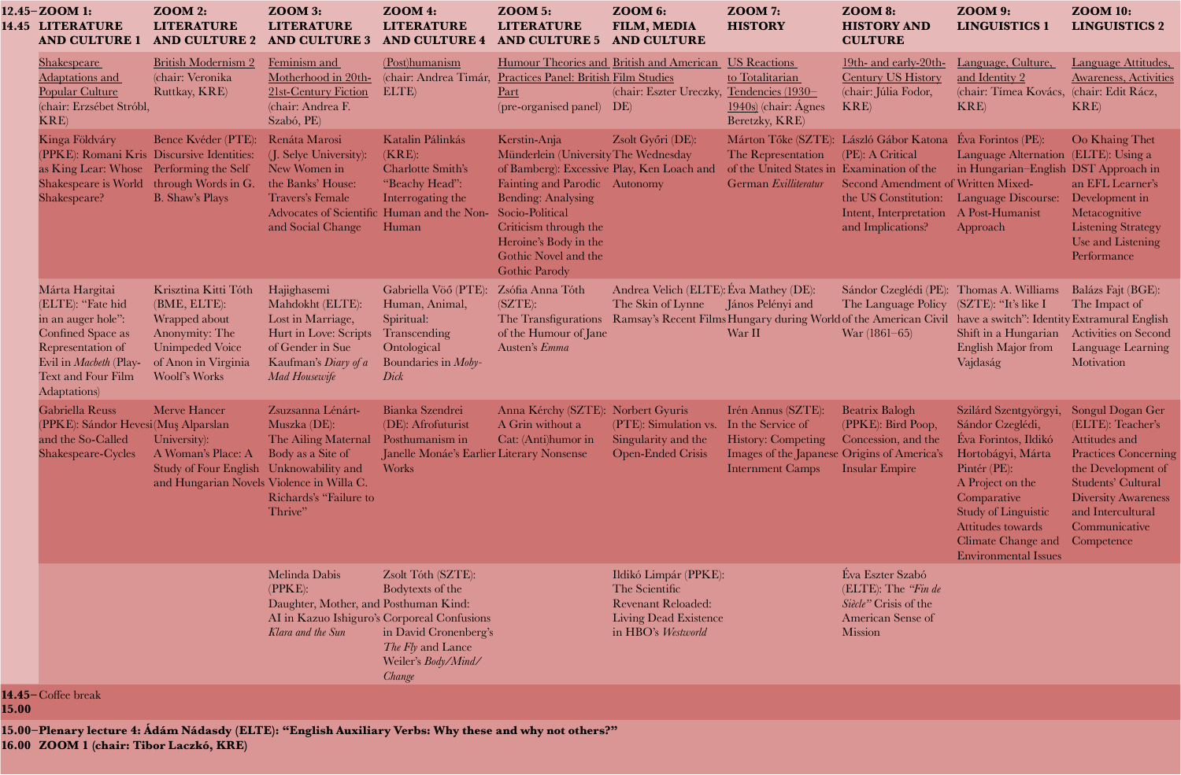| 12.45–14.45 | ZOOM 1: LITERATURE AND CULTURE 1 | ZOOM 2: LITERATURE AND CULTURE 2 | ZOOM 3: LITERATURE AND CULTURE 3 | ZOOM 4: LITERATURE AND CULTURE 4 | ZOOM 5: LITERATURE AND CULTURE 5 | ZOOM 6: FILM, MEDIA AND CULTURE | ZOOM 7: HISTORY | ZOOM 8: HISTORY AND CULTURE | ZOOM 9: LINGUISTICS 1 | ZOOM 10: LINGUISTICS 2 |
|---|---|---|---|---|---|---|---|---|---|---|
| | Shakespeare Adaptations and Popular Culture (chair: Erzsébet Stróbl, KRE) | British Modernism 2 (chair: Veronika Ruttkay, KRE) | Feminism and Motherhood in 20th-21st-Century Fiction (chair: Andrea F. Szabó, PE) | (Post)humanism (chair: Andrea Timár, ELTE) | Humour Theories and Practices Panel: British Part (pre-organised panel) | British and American Film Studies (chair: Eszter Ureczky, DE) | US Reactions to Totalitarian Tendencies (1930–1940s) (chair: Ágnes Beretzky, KRE) | 19th- and early-20th-Century US History (chair: Júlia Fodor, KRE) | Language, Culture, and Identity 2 (chair: Timea Kovács, KRE) | Language Attitudes, Awareness, Activities (chair: Edit Rácz, KRE) |
| | Kinga Földváry (PPKE): Romani Kris as King Lear: Whose Shakespeare is World Shakespeare? | Bence Kvéder (PTE): Discursive Identities: Performing the Self through Words in G. B. Shaw's Plays | Renáta Marosi (J. Selye University): New Women in the Banks' House: Travers's Female Advocates of Scientific and Social Change | Katalin Pálinkás (KRE): Charlotte Smith's "Beachy Head": Interrogating the Human and the Non-Human | Kerstin-Anja Münderlein (University of Bamberg): Excessive Fainting and Parodic Bending: Analysing Socio-Political Criticism through the Heroine's Body in the Gothic Novel and the Gothic Parody | Zsolt Győri (DE): The Wednesday Play, Ken Loach and Autonomy | Márton Tőke (SZTE): The Representation of the United States in German *Exilliteratur* | László Gábor Katona (PE): A Critical Examination of the Second Amendment of the US Constitution: Intent, Interpretation and Implications? | Éva Forintos (PE): Language Alternation in Hungarian–English Written Mixed-Language Discourse: A Post-Humanist Approach | Oo Khaing Thet (ELTE): Using a DST Approach in an EFL Learner's Development in Metacognitive Listening Strategy Use and Listening Performance |
| | Márta Hargitai (ELTE): "Fate hid in an auger hole": Confined Space as Representation of Evil in *Macbeth* (Play-Text and Four Film Adaptations) | Krisztina Kitti Tóth (BME, ELTE): Wrapped about Anonymity: The Unimpeded Voice of Anon in Virginia Woolf's Works | Hajighasemi Mahdokht (ELTE): Lost in Marriage, Hurt in Love: Scripts of Gender in Sue Kaufman's *Diary of a Mad Housewife* | Gabriella Vöő (PTE): Human, Animal, Spiritual: Transcending Ontological Boundaries in *Moby-Dick* | Zsófia Anna Tóth (SZTE): The Transfigurations of the Humour of Jane Austen's *Emma* | Andrea Velich (ELTE): The Skin of Lynne Ramsay's Recent Films | Éva Mathey (DE): János Pelényi and Hungary during World War II | Sándor Czeglédi (PE): The Language Policy of the American Civil War (1861–65) | Thomas A. Williams (SZTE): "It's like I have a switch": Identity Shift in a Hungarian English Major from Vajdaság | Balázs Fajt (BGE): The Impact of Extramural English Activities on Second Language Learning Motivation |
| | Gabriella Reuss (PPKE): Sándor Hevesi and the So-Called Shakespeare-Cycles | Merve Hancer (Muş Alparslan University): A Woman's Place: A Study of Four English and Hungarian Novels | Zsuzsanna Lénárt-Muszka (DE): The Ailing Maternal Body as a Site of Unknowability and Violence in Willa C. Richards's "Failure to Thrive" | Bianka Szendrei (DE): Afrofuturist Posthumanism in Janelle Monáe's Earlier Works | Anna Kérchy (SZTE): A Grin without a Cat: (Anti)humor in Literary Nonsense | Norbert Gyuris (PTE): Simulation vs. Singularity and the Open-Ended Crisis | Irén Annus (SZTE): In the Service of History: Competing Images of the Japanese Internment Camps | Beatrix Balogh (PPKE): Bird Poop, Concession, and the Origins of America's Insular Empire | Szilárd Szentgyörgyi, Sándor Czeglédi, Éva Forintos, Ildikó Hortobágyi, Márta Pintér (PE): A Project on the Comparative Study of Linguistic Attitudes towards Climate Change and Environmental Issues | Songul Dogan Ger (ELTE): Teacher's Attitudes and Practices Concerning the Development of Students' Cultural Diversity Awareness and Intercultural Communicative Competence |
| | | | Melinda Dabis (PPKE): Daughter, Mother, and AI in Kazuo Ishiguro's *Klara and the Sun* | Zsolt Tóth (SZTE): Bodytexts of the Posthuman Kind: Corporeal Confusions in David Cronenberg's *The Fly* and Lance Weiler's *Body/Mind/Change* | | Ildikó Limpár (PPKE): The Scientific Revenant Reloaded: Living Dead Existence in HBO's *Westworld* | | Éva Eszter Szabó (ELTE): The *"Fin de Siècle"* Crisis of the American Sense of Mission | | |
| 14.45–15.00 | Coffee break | | | | | | | | | |
| 15.00–16.00 | **Plenary lecture 4: Ádám Nádasdy (ELTE): "English Auxiliary Verbs: Why these and why not others?" ZOOM 1 (chair: Tibor Laczkó, KRE)** | | | | | | | | | |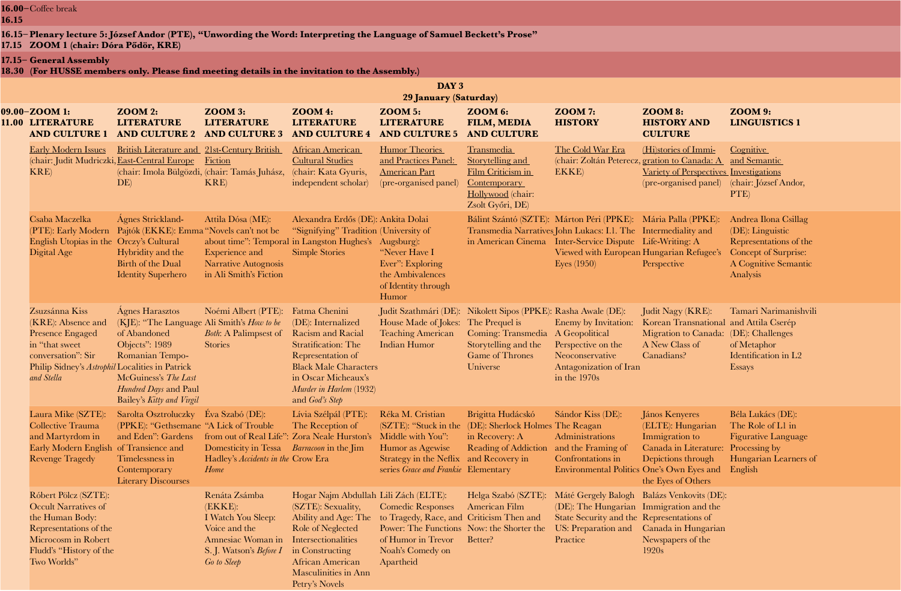| | |
|---|---|
| **16.00–16.15** | Coffee break |
| **16.15–17.15** | **Plenary lecture 5: József Andor (PTE), "Unwording the Word: Interpreting the Language of Samuel Beckett's Prose" ZOOM 1 (chair: Dóra Pődör, KRE)** |
| **17.15–18.30** | **General Assembly (For HUSSE members only. Please find meeting details in the invitation to the Assembly.)** |

## DAY 3
### 29 January (Saturday)

| | **ZOOM 1: LITERATURE AND CULTURE 1** | **ZOOM 2: LITERATURE AND CULTURE 2** | **ZOOM 3: LITERATURE AND CULTURE 3** | **ZOOM 4: LITERATURE AND CULTURE 4** | **ZOOM 5: LITERATURE AND CULTURE 5** | **ZOOM 6: FILM, MEDIA AND CULTURE** | **ZOOM 7: HISTORY** | **ZOOM 8: HISTORY AND CULTURE** | **ZOOM 9: LINGUISTICS 1** |
|---|---|---|---|---|---|---|---|---|---|
| **09.00–11.00** | Early Modern Issues (chair: Judit Mudriczki, KRE) | British Literature and East-Central Europe (chair: Imola Bülgözdi, DE) | 21st-Century British Fiction (chair: Tamás Juhász, KRE) | African American Cultural Studies (chair: Kata Gyuris, independent scholar) | Humor Theories and Practices Panel: American Part (pre-organised panel) | Transmedia Storytelling and Film Criticism in Contemporary Hollywood (chair: Zsolt Győri, DE) | The Cold War Era (chair: Zoltán Peterecz, EKKE) | (Hi)stories of Immigration to Canada: A Variety of Perspectives (pre-organised panel) | Cognitive and Semantic Investigations (chair: József Andor, PTE) |
| | Csaba Maczelka (PTE): Early Modern English Utopias in the Digital Age | Ágnes Strickland-Pajtók (EKKE): Emma Orczy's Cultural Hybridity and the Birth of the Dual Identity Superhero | Attila Dósa (ME): "Novels can't not be about time": Temporal Experience and Narrative Autognosis in Ali Smith's Fiction | Alexandra Erdős (DE): "Signifying" Tradition in Langston Hughes's Simple Stories | Ankita Dolai (University of Augsburg): "Never Have I Ever": Exploring the Ambivalences of Identity through Humor | Bálint Szántó (SZTE): Transmedia Narratives in American Cinema | Márton Péri (PPKE): John Lukacs: I.1. The Inter-Service Dispute Viewed with European Eyes (1950) | Mária Palla (PPKE): Intermediality and Life-Writing: A Hungarian Refugee's Perspective | Andrea Ilona Csillag (DE): Linguistic Representations of the Concept of Surprise: A Cognitive Semantic Analysis |
| | Zsuzsánna Kiss (KRE): Absence and Presence Engaged in "that sweet conversation": Sir Philip Sidney's *Astrophil and Stella* | Ágnes Harasztos (KJE): "The Language of Abandoned Objects": 1989 Romanian Tempo-Localities in Patrick McGuiness's *The Last Hundred Days* and Paul Bailey's *Kitty and Virgil* | Noémi Albert (PTE): Ali Smith's *How to be Both*: A Palimpsest of Stories | Fatma Chenini (DE): Internalized Racism and Racial Stratification: The Representation of Black Male Characters in Oscar Micheaux's *Murder in Harlem* (1932) and *God's Step* | Judit Szathmári (DE): House Made of Jokes: Teaching American Indian Humor | Nikolett Sipos (PPKE): The Prequel is Coming: Transmedia Storytelling and the Game of Thrones Universe | Rasha Awale (DE): Enemy by Invitation: A Geopolitical Perspective on the Neoconservative Antagonization of Iran in the 1970s | Judit Nagy (KRE): Korean Transnational Migration to Canada: A New Class of Canadians? | Tamari Narimanishvili and Attila Cserép (DE): Challenges of Metaphor Identification in L2 Essays |
| | Laura Mike (SZTE): Collective Trauma and Martyrdom in Early Modern English Revenge Tragedy | Sarolta Osztroluczky (PPKE): "Gethsemane and Eden": Gardens of Transience and Timelessness in Contemporary Literary Discourses | Éva Szabó (DE): "A Lick of Trouble from out of Real Life": Domesticity in Tessa Hadley's *Accidents in the Home* | Lívia Szélpál (PTE): The Reception of Zora Neale Hurston's *Barracoon* in the Jim Crow Era | Réka M. Cristian (SZTE): "Stuck in the Middle with You": Humor as Agewise Strategy in the Neflix series *Grace and Frankie* | Brigitta Hudácskó (DE): Sherlock Holmes in Recovery: A Reading of Addiction and Recovery in Elementary | Sándor Kiss (DE): The Reagan Administrations and the Framing of Confrontations in Environmental Politics | János Kenyeres (ELTE): Hungarian Immigration to Canada in Literature: Depictions through One's Own Eyes and the Eyes of Others | Béla Lukács (DE): The Role of L1 in Figurative Language Processing by Hungarian Learners of English |
| | Róbert Pölcz (SZTE): Occult Narratives of the Human Body: Representations of the Microcosm in Robert Fludd's "History of the Two Worlds" | | Renáta Zsámba (EKKE): I Watch You Sleep: Voice and the Amnesiac Woman in S. J. Watson's *Before I Go to Sleep* | Hogar Najm Abdullah (SZTE): Sexuality, Ability and Age: The Role of Neglected Intersectionalities in Constructing African American Masculinities in Ann Petry's Novels | Lili Zách (ELTE): Comedic Responses to Tragedy, Race, and Power: The Functions of Humor in Trevor Noah's Comedy on Apartheid | Helga Szabó (SZTE): American Film Criticism Then and Now: the Shorter the Better? | Máté Gergely Balogh (DE): The Hungarian State Security and the US: Preparation and Practice | Balázs Venkovits (DE): Immigration and the Representations of Canada in Hungarian Newspapers of the 1920s | |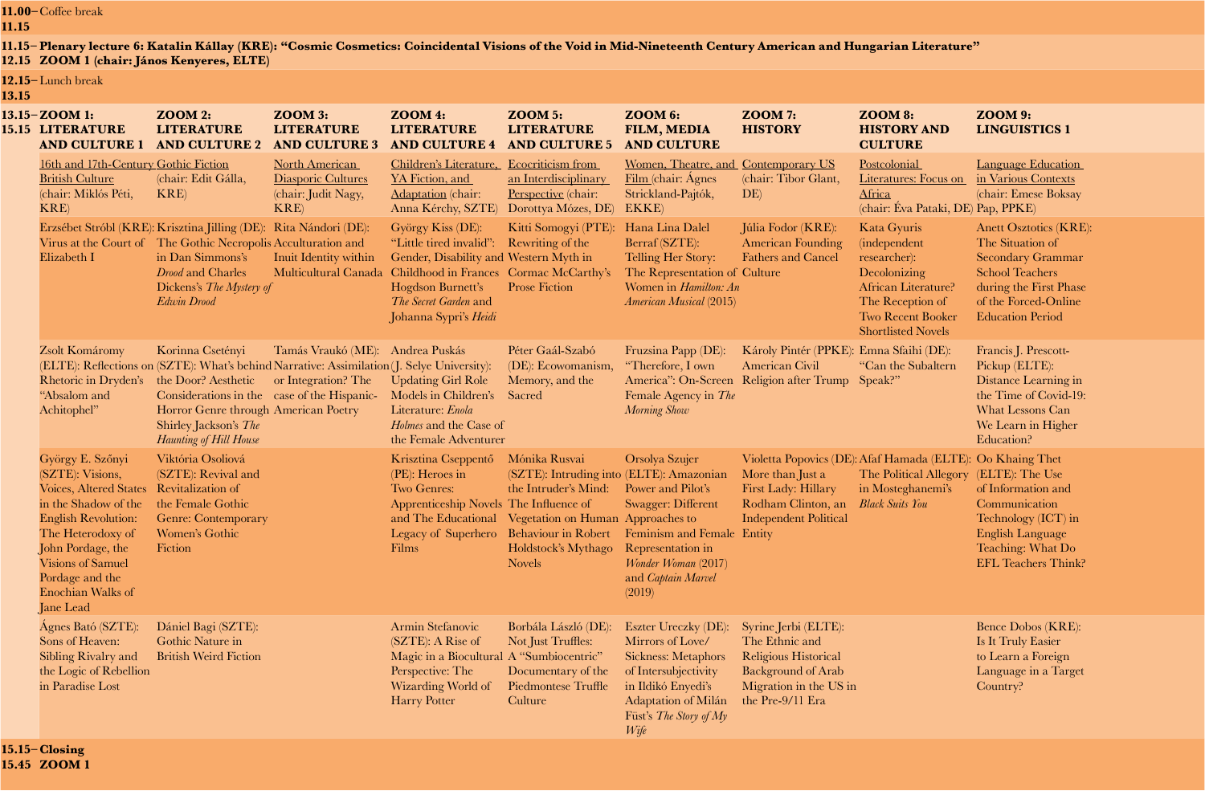| | | | | | | | | | |
|---|---|---|---|---|---|---|---|---|---|
| **11.00–11.15** | Coffee break | | | | | | | | |
| **11.15–12.15** | **Plenary lecture 6: Katalin Kállay (KRE): "Cosmic Cosmetics: Coincidental Visions of the Void in Mid-Nineteenth Century American and Hungarian Literature" ZOOM 1 (chair: János Kenyeres, ELTE)** | | | | | | | | |
| **12.15–13.15** | Lunch break | | | | | | | | |
| **13.15–15.15** | **ZOOM 1: LITERATURE AND CULTURE 1** | **ZOOM 2: LITERATURE AND CULTURE 2** | **ZOOM 3: LITERATURE AND CULTURE 3** | **ZOOM 4: LITERATURE AND CULTURE 4** | **ZOOM 5: LITERATURE AND CULTURE 5** | **ZOOM 6: FILM, MEDIA AND CULTURE** | **ZOOM 7: HISTORY** | **ZOOM 8: HISTORY AND CULTURE** | **ZOOM 9: LINGUISTICS 1** |
| | 16th and 17th-Century British Culture (chair: Miklós Péti, KRE) | Gothic Fiction (chair: Edit Gálla, KRE) | North American Diasporic Cultures (chair: Judit Nagy, KRE) | Children's Literature, YA Fiction, and Adaptation (chair: Anna Kérchy, SZTE) | Ecocriticism from an Interdisciplinary Perspective (chair: Dorottya Mózes, DE) | Women, Theatre, and Film (chair: Ágnes Strickland-Pajtók, EKKE) | Contemporary US (chair: Tibor Glant, DE) | Postcolonial Literatures: Focus on Africa (chair: Éva Pataki, DE) | Language Education in Various Contexts (chair: Emese Boksay Pap, PPKE) |
| | Erzsébet Stróbl (KRE): Virus at the Court of Elizabeth I | Krisztina Jilling (DE): The Gothic Necropolis in Dan Simmons's *Drood* and Charles Dickens's *The Mystery of Edwin Drood* | Rita Nándori (DE): Acculturation and Inuit Identity within Multicultural Canada | György Kiss (DE): "Little tired invalid": Gender, Disability and Childhood in Frances Hodgson Burnett's *The Secret Garden* and Johanna Sypri's *Heidi* | Kitti Somogyi (PTE): Rewriting of the Western Myth in Cormac McCarthy's Prose Fiction | Hana Lina Dalel Berraf (SZTE): Telling Her Story: The Representation of Women in *Hamilton: An American Musical* (2015) | Júlia Fodor (KRE): American Founding Fathers and Cancel Culture | Kata Gyuris (independent researcher): Decolonizing African Literature? The Reception of Two Recent Booker Shortlisted Novels | Anett Osztotics (KRE): The Situation of Secondary Grammar School Teachers during the First Phase of the Forced-Online Education Period |
| | Zsolt Komáromy (ELTE): Reflections on Rhetoric in Dryden's "Absalom and Achitophel" | Korinna Csetényi (SZTE): What's behind the Door? Aesthetic Considerations in the Horror Genre through Shirley Jackson's *The Haunting of Hill House* | Tamás Vraukó (ME): Narrative: Assimilation or Integration? The case of the Hispanic-American Poetry | Andrea Puskás (J. Selye University): Updating Girl Role Models in Children's Literature: *Enola Holmes* and the Case of the Female Adventurer | Péter Gaál-Szabó (DE): Ecowomanism, Memory, and the Sacred | Fruzsina Papp (DE): "Therefore, I own America": On-Screen Female Agency in *The Morning Show* | Károly Pintér (PPKE): American Civil Religion after Trump | Emna Sfaihi (DE): "Can the Subaltern Speak?" | Francis J. Prescott-Pickup (ELTE): Distance Learning in the Time of Covid-19: What Lessons Can We Learn in Higher Education? |
| | György E. Szőnyi (SZTE): Visions, Voices, Altered States in the Shadow of the English Revolution: The Heterodoxy of John Pordage, the Visions of Samuel Pordage and the Enochian Walks of Jane Lead | Viktória Osoliová (SZTE): Revival and Revitalization of the Female Gothic Genre: Contemporary Women's Gothic Fiction | | Krisztina Cseppentő (PE): Heroes in Two Genres: Apprenticeship Novels and The Educational Legacy of Superhero Films | Mónika Rusvai (SZTE): Intruding into the Intruder's Mind: The Influence of Vegetation on Human Behaviour in Robert Holdstock's Mythago Novels | Orsolya Szujer (ELTE): Amazonian Power and Pilot's Swagger: Different Approaches to Feminism and Female Representation in *Wonder Woman* (2017) and *Captain Marvel* (2019) | Violetta Popovics (DE): More than Just a First Lady: Hillary Rodham Clinton, an Independent Political Entity | Afaf Hamada (ELTE): The Political Allegory in Mosteghanemi's *Black Suits You* | Oo Khaing Thet (ELTE): The Use of Information and Communication Technology (ICT) in English Language Teaching: What Do EFL Teachers Think? |
| | Ágnes Bató (SZTE): Sons of Heaven: Sibling Rivalry and the Logic of Rebellion in Paradise Lost | Dániel Bagi (SZTE): Gothic Nature in British Weird Fiction | | Armin Stefanovic (SZTE): A Rise of Magic in a Biocultural Perspective: The Wizarding World of Harry Potter | Borbála László (DE): Not Just Truffles: A "Sumbiocentric" Documentary of the Piedmontese Truffle Culture | Eszter Ureczky (DE): Mirrors of Love/Sickness: Metaphors of Intersubjectivity in Ildikó Enyedi's Adaptation of Milán Füst's *The Story of My Wife* | Syrine Jerbi (ELTE): The Ethnic and Religious Historical Background of Arab Migration in the US in the Pre-9/11 Era | | Bence Dobos (KRE): Is It Truly Easier to Learn a Foreign Language in a Target Country? |
| **15.15–15.45** | **Closing ZOOM 1** | | | | | | | | |